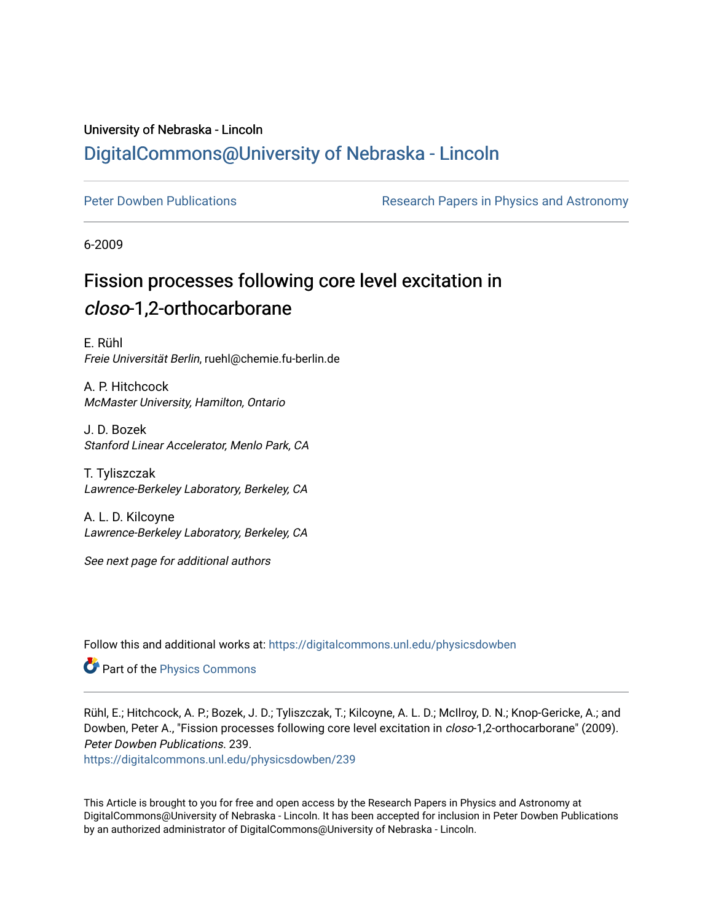University of Nebraska - Lincoln

## DigitalCommons@University of Nebraska - Lincoln

Peter Dowben Publications

Research Papers in Physics and Astronomy

6-2009

# Fission processes following core level excitation in *closo*-1,2-orthocarborane

E. Rühl
*Freie Universität Berlin*, ruehl@chemie.fu-berlin.de

A. P. Hitchcock
*McMaster University, Hamilton, Ontario*

J. D. Bozek
*Stanford Linear Accelerator, Menlo Park, CA*

T. Tyliszczak
*Lawrence-Berkeley Laboratory, Berkeley, CA*

A. L. D. Kilcoyne
*Lawrence-Berkeley Laboratory, Berkeley, CA*

*See next page for additional authors*

Follow this and additional works at: https://digitalcommons.unl.edu/physicsdowben

Part of the Physics Commons

Rühl, E.; Hitchcock, A. P.; Bozek, J. D.; Tyliszczak, T.; Kilcoyne, A. L. D.; McIlroy, D. N.; Knop-Gericke, A.; and Dowben, Peter A., "Fission processes following core level excitation in *closo*-1,2-orthocarborane" (2009). *Peter Dowben Publications*. 239.
https://digitalcommons.unl.edu/physicsdowben/239

This Article is brought to you for free and open access by the Research Papers in Physics and Astronomy at DigitalCommons@University of Nebraska - Lincoln. It has been accepted for inclusion in Peter Dowben Publications by an authorized administrator of DigitalCommons@University of Nebraska - Lincoln.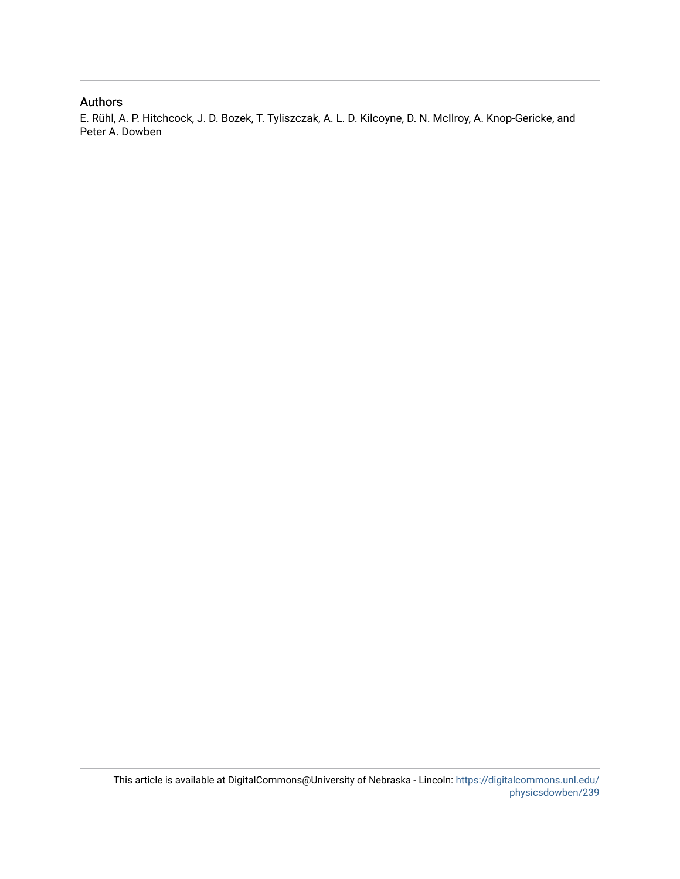## Authors

E. Rühl, A. P. Hitchcock, J. D. Bozek, T. Tyliszczak, A. L. D. Kilcoyne, D. N. McIlroy, A. Knop-Gericke, and Peter A. Dowben

This article is available at DigitalCommons@University of Nebraska - Lincoln: https://digitalcommons.unl.edu/physicsdowben/239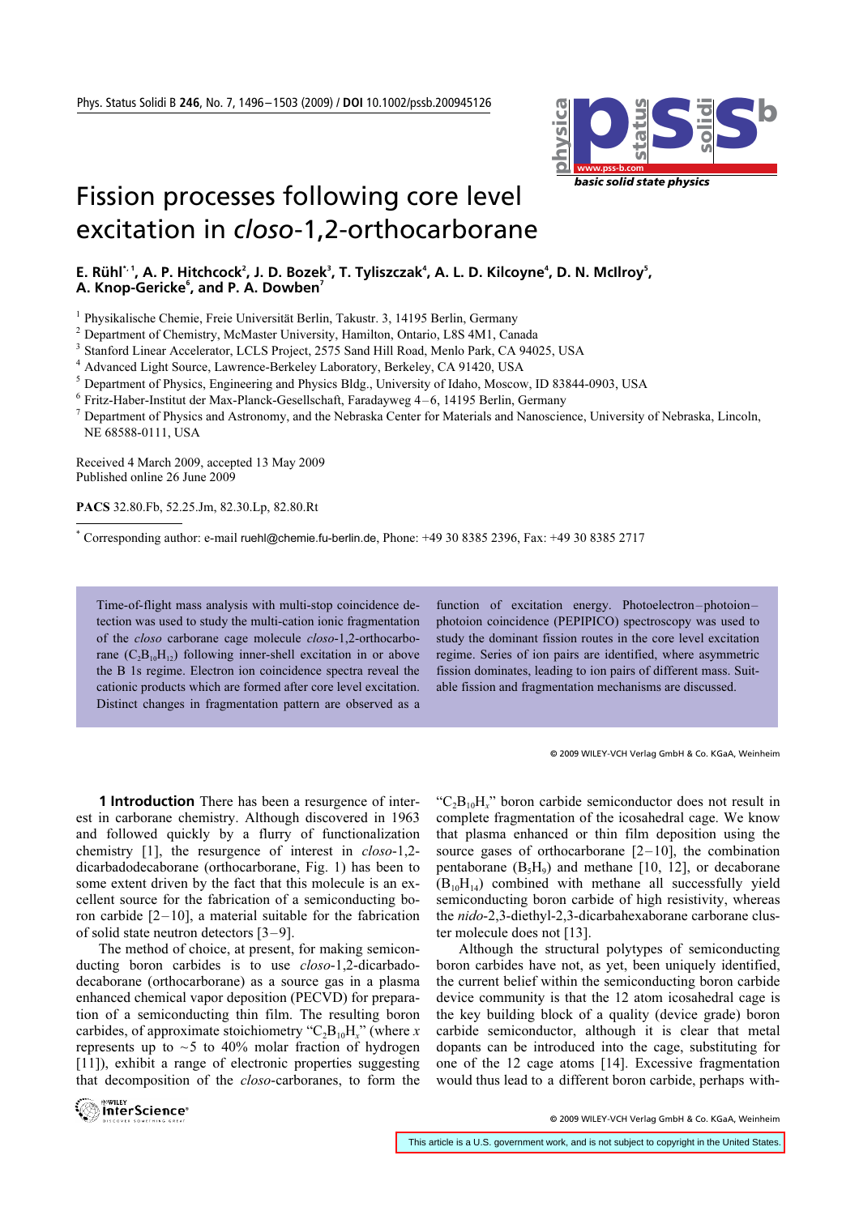# Fission processes following core level excitation in *closo*-1,2-orthocarborane

**E. Rühl**[*, 1], **A. P. Hitchcock**[2], **J. D. Bozek**[3], **T. Tyliszczak**[4], **A. L. D. Kilcoyne**[4], **D. N. McIlroy**[5], **A. Knop-Gericke**[6], **and P. A. Dowben**[7]

[1] Physikalische Chemie, Freie Universität Berlin, Takustr. 3, 14195 Berlin, Germany
[2] Department of Chemistry, McMaster University, Hamilton, Ontario, L8S 4M1, Canada
[3] Stanford Linear Accelerator, LCLS Project, 2575 Sand Hill Road, Menlo Park, CA 94025, USA
[4] Advanced Light Source, Lawrence-Berkeley Laboratory, Berkeley, CA 91420, USA
[5] Department of Physics, Engineering and Physics Bldg., University of Idaho, Moscow, ID 83844-0903, USA
[6] Fritz-Haber-Institut der Max-Planck-Gesellschaft, Faradayweg 4–6, 14195 Berlin, Germany
[7] Department of Physics and Astronomy, and the Nebraska Center for Materials and Nanoscience, University of Nebraska, Lincoln, NE 68588-0111, USA

Received 4 March 2009, accepted 13 May 2009
Published online 26 June 2009

**PACS** 32.80.Fb, 52.25.Jm, 82.30.Lp, 82.80.Rt

[*] Corresponding author: e-mail ruehl@chemie.fu-berlin.de, Phone: +49 30 8385 2396, Fax: +49 30 8385 2717

Time-of-flight mass analysis with multi-stop coincidence detection was used to study the multi-cation ionic fragmentation of the *closo* carborane cage molecule *closo*-1,2-orthocarborane ($C_2B_{10}H_{12}$) following inner-shell excitation in or above the B 1s regime. Electron ion coincidence spectra reveal the cationic products which are formed after core level excitation. Distinct changes in fragmentation pattern are observed as a function of excitation energy. Photoelectron–photoion–photoion coincidence (PEPIPICO) spectroscopy was used to study the dominant fission routes in the core level excitation regime. Series of ion pairs are identified, where asymmetric fission dominates, leading to ion pairs of different mass. Suitable fission and fragmentation mechanisms are discussed.

© 2009 WILEY-VCH Verlag GmbH & Co. KGaA, Weinheim

**1 Introduction** There has been a resurgence of interest in carborane chemistry. Although discovered in 1963 and followed quickly by a flurry of functionalization chemistry [1], the resurgence of interest in *closo*-1,2-dicarbadodecaborane (orthocarborane, Fig. 1) has been to some extent driven by the fact that this molecule is an excellent source for the fabrication of a semiconducting boron carbide [2–10], a material suitable for the fabrication of solid state neutron detectors [3–9].

The method of choice, at present, for making semiconducting boron carbides is to use *closo*-1,2-dicarbadodecaborane (orthocarborane) as a source gas in a plasma enhanced chemical vapor deposition (PECVD) for preparation of a semiconducting thin film. The resulting boron carbides, of approximate stoichiometry "$C_2B_{10}H_x$" (where $x$ represents up to ~5 to 40% molar fraction of hydrogen [11]), exhibit a range of electronic properties suggesting that decomposition of the *closo*-carboranes, to form the "$C_2B_{10}H_x$" boron carbide semiconductor does not result in complete fragmentation of the icosahedral cage. We know that plasma enhanced or thin film deposition using the source gases of orthocarborane [2–10], the combination pentaborane ($B_5H_9$) and methane [10, 12], or decaborane ($B_{10}H_{14}$) combined with methane all successfully yield semiconducting boron carbide of high resistivity, whereas the *nido*-2,3-diethyl-2,3-dicarbahexaborane carborane cluster molecule does not [13].

Although the structural polytypes of semiconducting boron carbides have not, as yet, been uniquely identified, the current belief within the semiconducting boron carbide device community is that the 12 atom icosahedral cage is the key building block of a quality (device grade) boron carbide semiconductor, although it is clear that metal dopants can be introduced into the cage, substituting for one of the 12 cage atoms [14]. Excessive fragmentation would thus lead to a different boron carbide, perhaps with-

This article is a U.S. government work, and is not subject to copyright in the United States.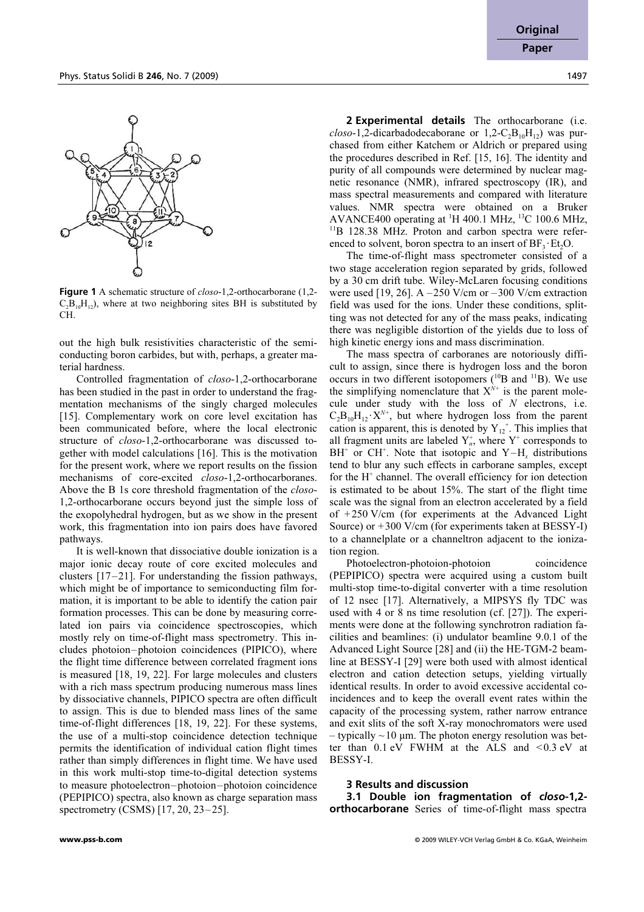**Figure 1** A schematic structure of *closo*-1,2-orthocarborane (1,2-$C_2B_{10}H_{12}$), where at two neighboring sites BH is substituted by CH.

out the high bulk resistivities characteristic of the semiconducting boron carbides, but with, perhaps, a greater material hardness.

Controlled fragmentation of *closo*-1,2-orthocarborane has been studied in the past in order to understand the fragmentation mechanisms of the singly charged molecules [15]. Complementary work on core level excitation has been communicated before, where the local electronic structure of *closo*-1,2-orthocarborane was discussed together with model calculations [16]. This is the motivation for the present work, where we report results on the fission mechanisms of core-excited *closo*-1,2-orthocarboranes. Above the B 1s core threshold fragmentation of the *closo*-1,2-orthocarborane occurs beyond just the simple loss of the exopolyhedral hydrogen, but as we show in the present work, this fragmentation into ion pairs does have favored pathways.

It is well-known that dissociative double ionization is a major ionic decay route of core excited molecules and clusters [17–21]. For understanding the fission pathways, which might be of importance to semiconducting film formation, it is important to be able to identify the cation pair formation processes. This can be done by measuring correlated ion pairs via coincidence spectroscopies, which mostly rely on time-of-flight mass spectrometry. This includes photoion–photoion coincidences (PIPICO), where the flight time difference between correlated fragment ions is measured [18, 19, 22]. For large molecules and clusters with a rich mass spectrum producing numerous mass lines by dissociative channels, PIPICO spectra are often difficult to assign. This is due to blended mass lines of the same time-of-flight differences [18, 19, 22]. For these systems, the use of a multi-stop coincidence detection technique permits the identification of individual cation flight times rather than simply differences in flight time. We have used in this work multi-stop time-to-digital detection systems to measure photoelectron–photoion–photoion coincidence (PEPIPICO) spectra, also known as charge separation mass spectrometry (CSMS) [17, 20, 23–25].

## 2 Experimental details

The orthocarborane (i.e. *closo*-1,2-dicarbadodecaborane or 1,2-$C_2B_{10}H_{12}$) was purchased from either Katchem or Aldrich or prepared using the procedures described in Ref. [15, 16]. The identity and purity of all compounds were determined by nuclear magnetic resonance (NMR), infrared spectroscopy (IR), and mass spectral measurements and compared with literature values. NMR spectra were obtained on a Bruker AVANCE400 operating at $^{1}H$ 400.1 MHz, $^{13}C$ 100.6 MHz, $^{11}B$ 128.38 MHz. Proton and carbon spectra were referenced to solvent, boron spectra to an insert of $BF_3 \cdot Et_2O$.

The time-of-flight mass spectrometer consisted of a two stage acceleration region separated by grids, followed by a 30 cm drift tube. Wiley-McLaren focusing conditions were used [19, 26]. A −250 V/cm or −300 V/cm extraction field was used for the ions. Under these conditions, splitting was not detected for any of the mass peaks, indicating there was negligible distortion of the yields due to loss of high kinetic energy ions and mass discrimination.

The mass spectra of carboranes are notoriously difficult to assign, since there is hydrogen loss and the boron occurs in two different isotopomers ($^{10}B$ and $^{11}B$). We use the simplifying nomenclature that $X^{N+}$ is the parent molecule under study with the loss of $N$ electrons, i.e. $C_2B_{10}H_{12} \cdot X^{N+}$, but where hydrogen loss from the parent cation is apparent, this is denoted by $Y_{12}^{+}$. This implies that all fragment units are labeled $Y_n^{+}$, where $Y^{+}$ corresponds to $BH^{+}$ or $CH^{+}$. Note that isotopic and $Y{-}H_x$ distributions tend to blur any such effects in carborane samples, except for the $H^{+}$ channel. The overall efficiency for ion detection is estimated to be about 15%. The start of the flight time scale was the signal from an electron accelerated by a field of +250 V/cm (for experiments at the Advanced Light Source) or +300 V/cm (for experiments taken at BESSY-I) to a channelplate or a channeltron adjacent to the ionization region.

Photoelectron-photoion-photoion coincidence (PEPIPICO) spectra were acquired using a custom built multi-stop time-to-digital converter with a time resolution of 12 nsec [17]. Alternatively, a MIPSYS fly TDC was used with 4 or 8 ns time resolution (cf. [27]). The experiments were done at the following synchrotron radiation facilities and beamlines: (i) undulator beamline 9.0.1 of the Advanced Light Source [28] and (ii) the HE-TGM-2 beamline at BESSY-I [29] were both used with almost identical electron and cation detection setups, yielding virtually identical results. In order to avoid excessive accidental coincidences and to keep the overall event rates within the capacity of the processing system, rather narrow entrance and exit slits of the soft X-ray monochromators were used – typically ~10 μm. The photon energy resolution was better than 0.1 eV FWHM at the ALS and <0.3 eV at BESSY-I.

## 3 Results and discussion

### 3.1 Double ion fragmentation of *closo*-1,2-orthocarborane

Series of time-of-flight mass spectra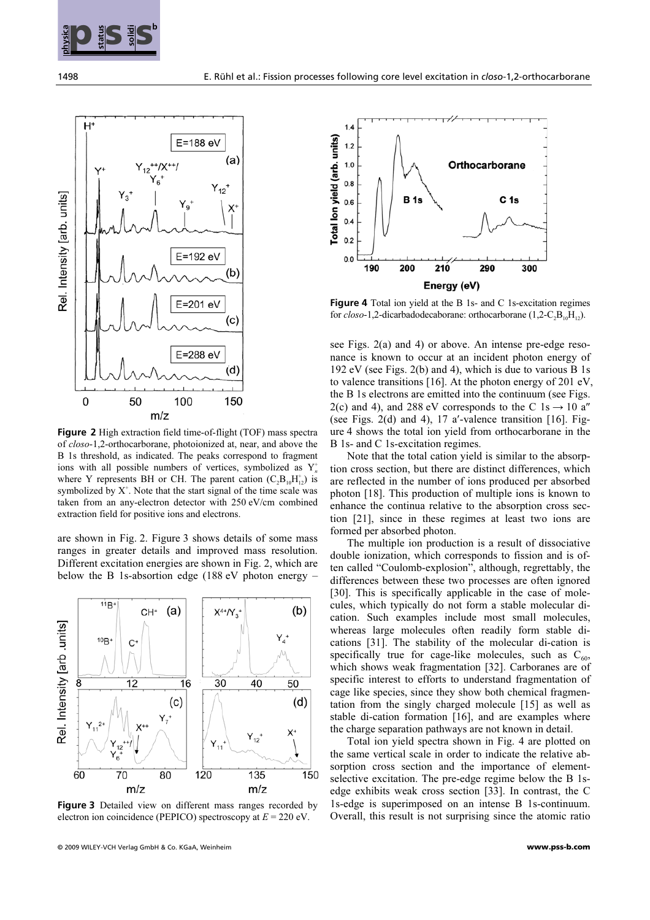**Figure 2** High extraction field time-of-flight (TOF) mass spectra of *closo*-1,2-orthocarborane, photoionized at, near, and above the B 1s threshold, as indicated. The peaks correspond to fragment ions with all possible numbers of vertices, symbolized as $Y_n^+$ where Y represents BH or CH. The parent cation ($C_2B_{10}H_{12}^+$) is symbolized by $X^+$. Note that the start signal of the time scale was taken from an any-electron detector with 250 eV/cm combined extraction field for positive ions and electrons.

are shown in Fig. 2. Figure 3 shows details of some mass ranges in greater details and improved mass resolution. Different excitation energies are shown in Fig. 2, which are below the B 1s-absorption edge (188 eV photon energy – see Figs. 2(a) and 4) or above. An intense pre-edge resonance is known to occur at an incident photon energy of 192 eV (see Figs. 2(b) and 4), which is due to various B 1s to valence transitions [16]. At the photon energy of 201 eV, the B 1s electrons are emitted into the continuum (see Figs. 2(c) and 4), and 288 eV corresponds to the C 1s → 10 a″ (see Figs. 2(d) and 4), 17 a′-valence transition [16]. Figure 4 shows the total ion yield from orthocarborane in the B 1s- and C 1s-excitation regimes.

**Figure 3** Detailed view on different mass ranges recorded by electron ion coincidence (PEPICO) spectroscopy at $E$ = 220 eV.

**Figure 4** Total ion yield at the B 1s- and C 1s-excitation regimes for *closo*-1,2-dicarbadodecaborane: orthocarborane ($1,2\text{-}C_2B_{10}H_{12}$).

Note that the total cation yield is similar to the absorption cross section, but there are distinct differences, which are reflected in the number of ions produced per absorbed photon [18]. This production of multiple ions is known to enhance the continua relative to the absorption cross section [21], since in these regimes at least two ions are formed per absorbed photon.

The multiple ion production is a result of dissociative double ionization, which corresponds to fission and is often called "Coulomb-explosion", although, regrettably, the differences between these two processes are often ignored [30]. This is specifically applicable in the case of molecules, which typically do not form a stable molecular di-cation. Such examples include most small molecules, whereas large molecules often readily form stable di-cations [31]. The stability of the molecular di-cation is specifically true for cage-like molecules, such as $C_{60}$, which shows weak fragmentation [32]. Carboranes are of specific interest to efforts to understand fragmentation of cage like species, since they show both chemical fragmentation from the singly charged molecule [15] as well as stable di-cation formation [16], and are examples where the charge separation pathways are not known in detail.

Total ion yield spectra shown in Fig. 4 are plotted on the same vertical scale in order to indicate the relative absorption cross section and the importance of element-selective excitation. The pre-edge regime below the B 1s-edge exhibits weak cross section [33]. In contrast, the C 1s-edge is superimposed on an intense B 1s-continuum. Overall, this result is not surprising since the atomic ratio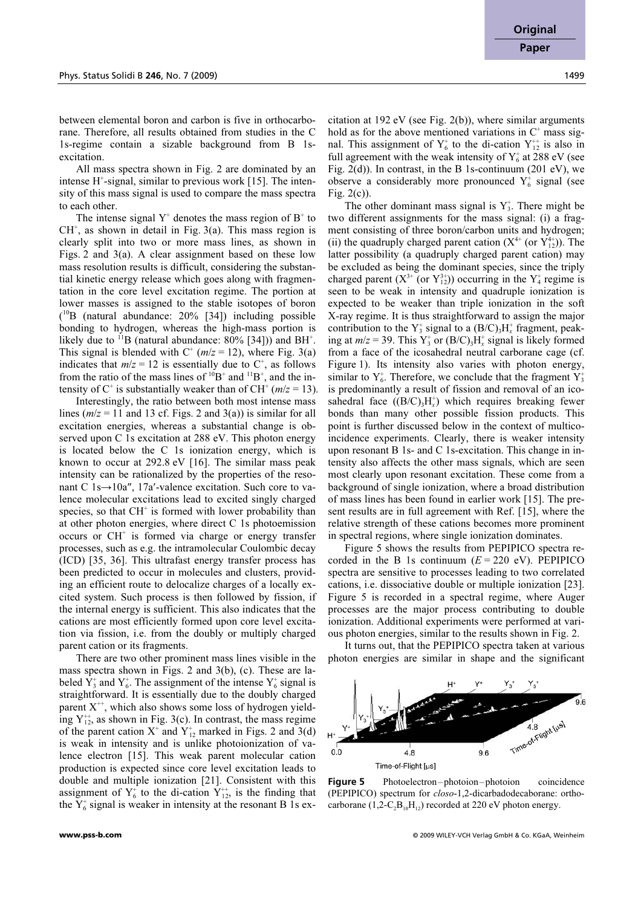between elemental boron and carbon is five in orthocarborane. Therefore, all results obtained from studies in the C 1s-regime contain a sizable background from B 1s-excitation.

All mass spectra shown in Fig. 2 are dominated by an intense $H^+$-signal, similar to previous work [15]. The intensity of this mass signal is used to compare the mass spectra to each other.

The intense signal $Y^+$ denotes the mass region of $B^+$ to $CH^+$, as shown in detail in Fig. 3(a). This mass region is clearly split into two or more mass lines, as shown in Figs. 2 and 3(a). A clear assignment based on these low mass resolution results is difficult, considering the substantial kinetic energy release which goes along with fragmentation in the core level excitation regime. The portion at lower masses is assigned to the stable isotopes of boron ($^{10}B$ (natural abundance: 20% [34]) including possible bonding to hydrogen, whereas the high-mass portion is likely due to $^{11}B$ (natural abundance: 80% [34])) and $BH^+$. This signal is blended with $C^+$ ($m/z = 12$), where Fig. 3(a) indicates that $m/z = 12$ is essentially due to $C^+$, as follows from the ratio of the mass lines of $^{10}B^+$ and $^{11}B^+$, and the intensity of $C^+$ is substantially weaker than of $CH^+$ ($m/z = 13$).

Interestingly, the ratio between both most intense mass lines ($m/z = 11$ and 13 cf. Figs. 2 and 3(a)) is similar for all excitation energies, whereas a substantial change is observed upon C 1s excitation at 288 eV. This photon energy is located below the C 1s ionization energy, which is known to occur at 292.8 eV [16]. The similar mass peak intensity can be rationalized by the properties of the resonant C 1s→10a″, 17a′-valence excitation. Such core to valence molecular excitations lead to excited singly charged species, so that $CH^+$ is formed with lower probability than at other photon energies, where direct C 1s photoemission occurs or $CH^+$ is formed via charge or energy transfer processes, such as e.g. the intramolecular Coulombic decay (ICD) [35, 36]. This ultrafast energy transfer process has been predicted to occur in molecules and clusters, providing an efficient route to delocalize charges of a locally excited system. Such process is then followed by fission, if the internal energy is sufficient. This also indicates that the cations are most efficiently formed upon core level excitation via fission, i.e. from the doubly or multiply charged parent cation or its fragments.

There are two other prominent mass lines visible in the mass spectra shown in Figs. 2 and 3(b), (c). These are labeled $Y_3^+$ and $Y_6^+$. The assignment of the intense $Y_6^+$ signal is straightforward. It is essentially due to the doubly charged parent $X^{++}$, which also shows some loss of hydrogen yielding $Y_{12}^{++}$, as shown in Fig. 3(c). In contrast, the mass regime of the parent cation $X^+$ and $Y_{12}^+$ marked in Figs. 2 and 3(d) is weak in intensity and is unlike photoionization of valence electron [15]. This weak parent molecular cation production is expected since core level excitation leads to double and multiple ionization [21]. Consistent with this assignment of $Y_6^+$ to the di-cation $Y_{12}^{++}$, is the finding that the $Y_6^+$ signal is weaker in intensity at the resonant B 1s excitation at 192 eV (see Fig. 2(b)), where similar arguments hold as for the above mentioned variations in $C^+$ mass signal. This assignment of $Y_6^+$ to the di-cation $Y_{12}^{++}$ is also in full agreement with the weak intensity of $Y_6^+$ at 288 eV (see Fig. 2(d)). In contrast, in the B 1s-continuum (201 eV), we observe a considerably more pronounced $Y_6^+$ signal (see Fig. 2(c)).

The other dominant mass signal is $Y_3^+$. There might be two different assignments for the mass signal: (i) a fragment consisting of three boron/carbon units and hydrogen; (ii) the quadruply charged parent cation ($X^{4+}$ (or $Y_{12}^{4+}$)). The latter possibility (a quadruply charged parent cation) may be excluded as being the dominant species, since the triply charged parent ($X^{3+}$ (or $Y_{12}^{3+}$)) occurring in the $Y_4^+$ regime is seen to be weak in intensity and quadruple ionization is expected to be weaker than triple ionization in the soft X-ray regime. It is thus straightforward to assign the major contribution to the $Y_3^+$ signal to a $(B/C)_3H_x^+$ fragment, peaking at $m/z = 39$. This $Y_3^+$ or $(B/C)_3H_x^+$ signal is likely formed from a face of the icosahedral neutral carborane cage (cf. Figure 1). Its intensity also varies with photon energy, similar to $Y_6^+$. Therefore, we conclude that the fragment $Y_3^+$ is predominantly a result of fission and removal of an icosahedral face ($(B/C)_3H_x^+$) which requires breaking fewer bonds than many other possible fission products. This point is further discussed below in the context of multicoincidence experiments. Clearly, there is weaker intensity upon resonant B 1s- and C 1s-excitation. This change in intensity also affects the other mass signals, which are seen most clearly upon resonant excitation. These come from a background of single ionization, where a broad distribution of mass lines has been found in earlier work [15]. The present results are in full agreement with Ref. [15], where the relative strength of these cations becomes more prominent in spectral regions, where single ionization dominates.

Figure 5 shows the results from PEPIPICO spectra recorded in the B 1s continuum ($E = 220$ eV). PEPIPICO spectra are sensitive to processes leading to two correlated cations, i.e. dissociative double or multiple ionization [23]. Figure 5 is recorded in a spectral regime, where Auger processes are the major process contributing to double ionization. Additional experiments were performed at various photon energies, similar to the results shown in Fig. 2.

It turns out, that the PEPIPICO spectra taken at various photon energies are similar in shape and the significant

**Figure 5** Photoelectron–photoion–photoion coincidence (PEPIPICO) spectrum for *closo*-1,2-dicarbadodecaborane: orthocarborane (1,2-$C_2B_{10}H_{12}$) recorded at 220 eV photon energy.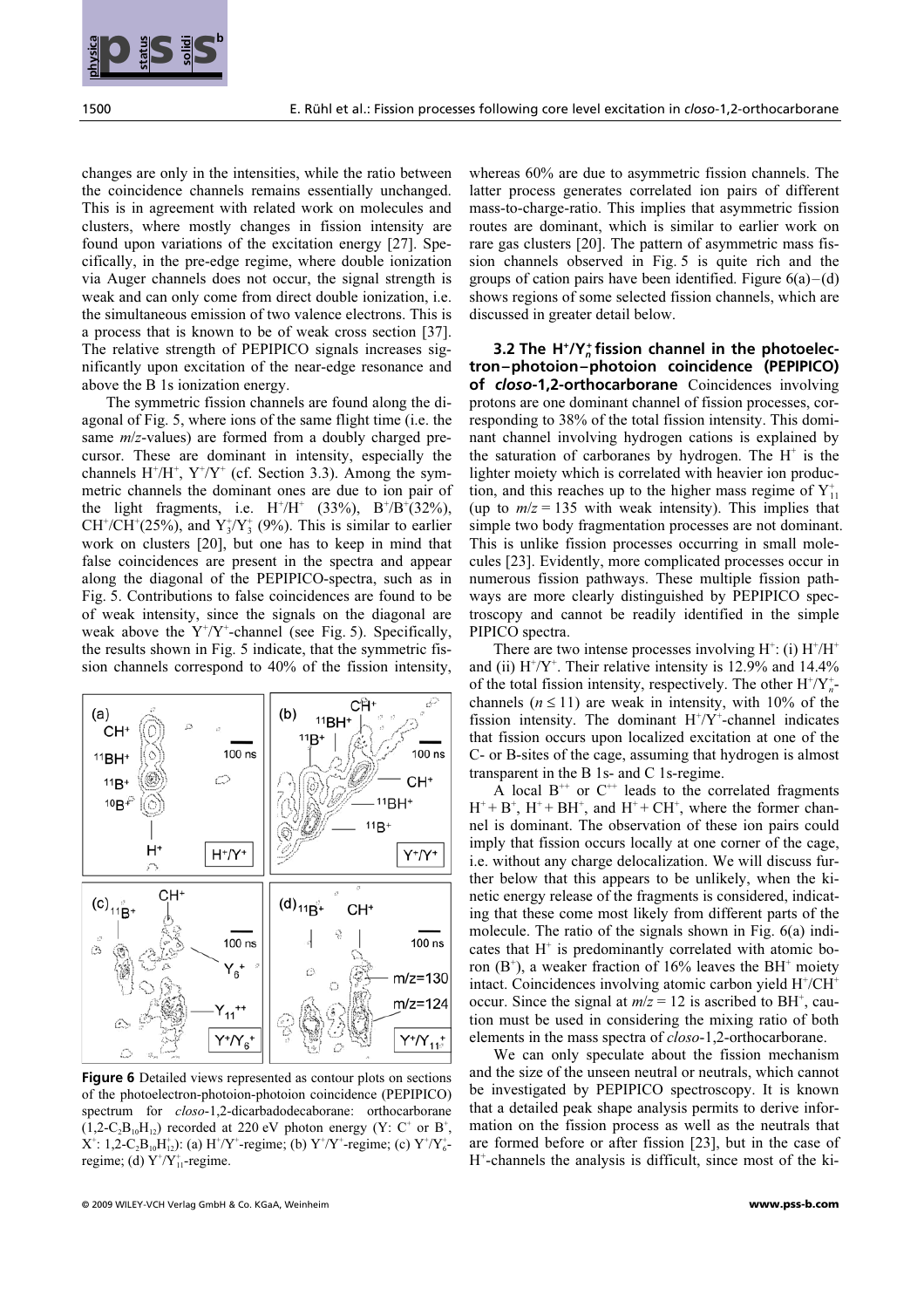changes are only in the intensities, while the ratio between the coincidence channels remains essentially unchanged. This is in agreement with related work on molecules and clusters, where mostly changes in fission intensity are found upon variations of the excitation energy [27]. Specifically, in the pre-edge regime, where double ionization via Auger channels does not occur, the signal strength is weak and can only come from direct double ionization, i.e. the simultaneous emission of two valence electrons. This is a process that is known to be of weak cross section [37]. The relative strength of PEPIPICO signals increases significantly upon excitation of the near-edge resonance and above the B 1s ionization energy.

The symmetric fission channels are found along the diagonal of Fig. 5, where ions of the same flight time (i.e. the same $m/z$-values) are formed from a doubly charged precursor. These are dominant in intensity, especially the channels $H^+/H^+$, $Y^+/Y^+$ (cf. Section 3.3). Among the symmetric channels the dominant ones are due to ion pair of the light fragments, i.e. $H^+/H^+$ (33%), $B^+/B^+$(32%), $CH^+/CH^+$(25%), and $Y_3^+/Y_3^+$ (9%). This is similar to earlier work on clusters [20], but one has to keep in mind that false coincidences are present in the spectra and appear along the diagonal of the PEPIPICO-spectra, such as in Fig. 5. Contributions to false coincidences are found to be of weak intensity, since the signals on the diagonal are weak above the $Y^+/Y^+$-channel (see Fig. 5). Specifically, the results shown in Fig. 5 indicate, that the symmetric fission channels correspond to 40% of the fission intensity, whereas 60% are due to asymmetric fission channels. The latter process generates correlated ion pairs of different mass-to-charge-ratio. This implies that asymmetric fission routes are dominant, which is similar to earlier work on rare gas clusters [20]. The pattern of asymmetric mass fission channels observed in Fig. 5 is quite rich and the groups of cation pairs have been identified. Figure 6(a)–(d) shows regions of some selected fission channels, which are discussed in greater detail below.

**Figure 6** Detailed views represented as contour plots on sections of the photoelectron-photoion-photoion coincidence (PEPIPICO) spectrum for *closo*-1,2-dicarbadodecaborane: orthocarborane ($1,2\text{-}C_2B_{10}H_{12}$) recorded at 220 eV photon energy (Y: $C^+$ or $B^+$, $X^+$: $1,2\text{-}C_2B_{10}H_{12}^+$): (a) $H^+/Y^+$-regime; (b) $Y^+/Y^+$-regime; (c) $Y^+/Y_6^+$-regime; (d) $Y^+/Y_{11}^+$-regime.

### 3.2 The $H^+/Y_n^+$ fission channel in the photoelectron–photoion–photoion coincidence (PEPIPICO) of *closo*-1,2-orthocarborane

Coincidences involving protons are one dominant channel of fission processes, corresponding to 38% of the total fission intensity. This dominant channel involving hydrogen cations is explained by the saturation of carboranes by hydrogen. The $H^+$ is the lighter moiety which is correlated with heavier ion production, and this reaches up to the higher mass regime of $Y_{11}^+$ (up to $m/z = 135$ with weak intensity). This implies that simple two body fragmentation processes are not dominant. This is unlike fission processes occurring in small molecules [23]. Evidently, more complicated processes occur in numerous fission pathways. These multiple fission pathways are more clearly distinguished by PEPIPICO spectroscopy and cannot be readily identified in the simple PIPICO spectra.

There are two intense processes involving $H^+$: (i) $H^+/H^+$ and (ii) $H^+/Y^+$. Their relative intensity is 12.9% and 14.4% of the total fission intensity, respectively. The other $H^+/Y_n^+$-channels ($n \le 11$) are weak in intensity, with 10% of the fission intensity. The dominant $H^+/Y^+$-channel indicates that fission occurs upon localized excitation at one of the C- or B-sites of the cage, assuming that hydrogen is almost transparent in the B 1s- and C 1s-regime.

A local $B^{++}$ or $C^{++}$ leads to the correlated fragments $H^+ + B^+$, $H^+ + BH^+$, and $H^+ + CH^+$, where the former channel is dominant. The observation of these ion pairs could imply that fission occurs locally at one corner of the cage, i.e. without any charge delocalization. We will discuss further below that this appears to be unlikely, when the kinetic energy release of the fragments is considered, indicating that these come most likely from different parts of the molecule. The ratio of the signals shown in Fig. 6(a) indicates that $H^+$ is predominantly correlated with atomic boron ($B^+$), a weaker fraction of 16% leaves the $BH^+$ moiety intact. Coincidences involving atomic carbon yield $H^+/CH^+$ occur. Since the signal at $m/z = 12$ is ascribed to $BH^+$, caution must be used in considering the mixing ratio of both elements in the mass spectra of *closo*-1,2-orthocarborane.

We can only speculate about the fission mechanism and the size of the unseen neutral or neutrals, which cannot be investigated by PEPIPICO spectroscopy. It is known that a detailed peak shape analysis permits to derive information on the fission process as well as the neutrals that are formed before or after fission [23], but in the case of $H^+$-channels the analysis is difficult, since most of the ki-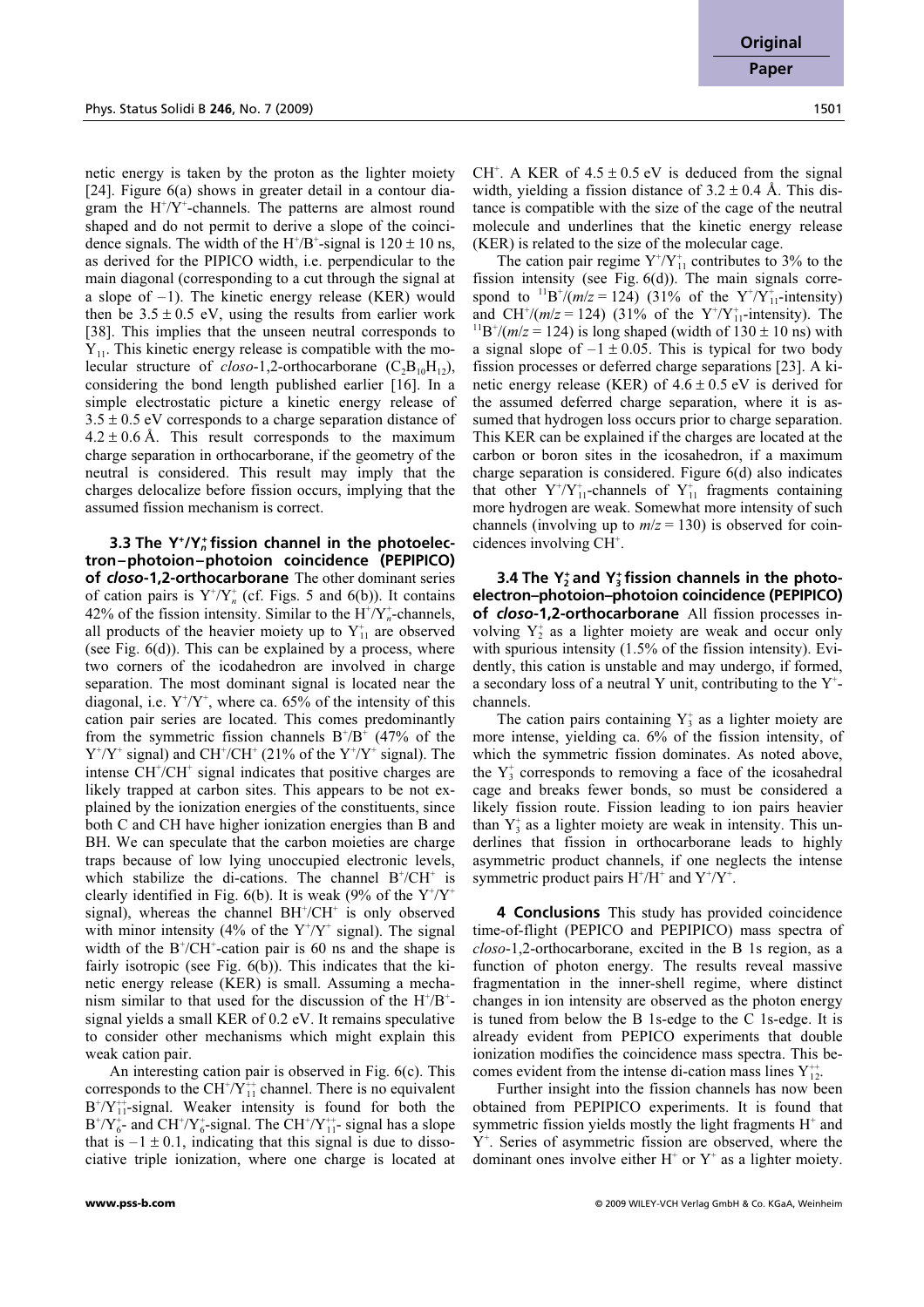netic energy is taken by the proton as the lighter moiety [24]. Figure 6(a) shows in greater detail in a contour diagram the $H^+/Y^+$-channels. The patterns are almost round shaped and do not permit to derive a slope of the coincidence signals. The width of the $H^+/B^+$-signal is $120 \pm 10$ ns, as derived for the PIPICO width, i.e. perpendicular to the main diagonal (corresponding to a cut through the signal at a slope of –1). The kinetic energy release (KER) would then be $3.5 \pm 0.5$ eV, using the results from earlier work [38]. This implies that the unseen neutral corresponds to $Y_{11}$. This kinetic energy release is compatible with the molecular structure of *closo*-1,2-orthocarborane ($C_2B_{10}H_{12}$), considering the bond length published earlier [16]. In a simple electrostatic picture a kinetic energy release of $3.5 \pm 0.5$ eV corresponds to a charge separation distance of $4.2 \pm 0.6$ Å. This result corresponds to the maximum charge separation in orthocarborane, if the geometry of the neutral is considered. This result may imply that the charges delocalize before fission occurs, implying that the assumed fission mechanism is correct.

**3.3 The $Y^+/Y_n^+$ fission channel in the photoelectron–photoion–photoion coincidence (PEPIPICO) of *closo*-1,2-orthocarborane** The other dominant series of cation pairs is $Y^+/Y_n^+$ (cf. Figs. 5 and 6(b)). It contains 42% of the fission intensity. Similar to the $H^+/Y_n^+$-channels, all products of the heavier moiety up to $Y_{11}^+$ are observed (see Fig. 6(d)). This can be explained by a process, where two corners of the icodahedron are involved in charge separation. The most dominant signal is located near the diagonal, i.e. $Y^+/Y^+$, where ca. 65% of the intensity of this cation pair series are located. This comes predominantly from the symmetric fission channels $B^+/B^+$ (47% of the $Y^+/Y^+$ signal) and $CH^+/CH^+$ (21% of the $Y^+/Y^+$ signal). The intense $CH^+/CH^+$ signal indicates that positive charges are likely trapped at carbon sites. This appears to be not explained by the ionization energies of the constituents, since both C and CH have higher ionization energies than B and BH. We can speculate that the carbon moieties are charge traps because of low lying unoccupied electronic levels, which stabilize the di-cations. The channel $B^+/CH^+$ is clearly identified in Fig. 6(b). It is weak (9% of the $Y^+/Y^+$ signal), whereas the channel $BH^+/CH^+$ is only observed with minor intensity (4% of the $Y^+/Y^+$ signal). The signal width of the $B^+/CH^+$-cation pair is 60 ns and the shape is fairly isotropic (see Fig. 6(b)). This indicates that the kinetic energy release (KER) is small. Assuming a mechanism similar to that used for the discussion of the $H^+/B^+$-signal yields a small KER of 0.2 eV. It remains speculative to consider other mechanisms which might explain this weak cation pair.

An interesting cation pair is observed in Fig. 6(c). This corresponds to the $CH^+/Y_{11}^{++}$ channel. There is no equivalent $B^+/Y_{11}^{++}$-signal. Weaker intensity is found for both the $B^+/Y_6^+$- and $CH^+/Y_6^+$-signal. The $CH^+/Y_{11}^{++}$- signal has a slope that is $-1 \pm 0.1$, indicating that this signal is due to dissociative triple ionization, where one charge is located at $CH^+$. A KER of $4.5 \pm 0.5$ eV is deduced from the signal width, yielding a fission distance of $3.2 \pm 0.4$ Å. This distance is compatible with the size of the cage of the neutral molecule and underlines that the kinetic energy release (KER) is related to the size of the molecular cage.

The cation pair regime $Y^+/Y_{11}^+$ contributes to 3% to the fission intensity (see Fig. 6(d)). The main signals correspond to $^{11}B^+/(m/z = 124)$ (31% of the $Y^+/Y_{11}^+$-intensity) and $CH^+/(m/z = 124)$ (31% of the $Y^+/Y_{11}^+$-intensity). The $^{11}B^+/(m/z = 124)$ is long shaped (width of $130 \pm 10$ ns) with a signal slope of $-1 \pm 0.05$. This is typical for two body fission processes or deferred charge separations [23]. A kinetic energy release (KER) of $4.6 \pm 0.5$ eV is derived for the assumed deferred charge separation, where it is assumed that hydrogen loss occurs prior to charge separation. This KER can be explained if the charges are located at the carbon or boron sites in the icosahedron, if a maximum charge separation is considered. Figure 6(d) also indicates that other $Y^+/Y_{11}^+$-channels of $Y_{11}^+$ fragments containing more hydrogen are weak. Somewhat more intensity of such channels (involving up to $m/z = 130$) is observed for coincidences involving $CH^+$.

**3.4 The $Y_2^+$ and $Y_3^+$ fission channels in the photoelectron–photoion–photoion coincidence (PEPIPICO) of *closo*-1,2-orthocarborane** All fission processes involving $Y_2^+$ as a lighter moiety are weak and occur only with spurious intensity (1.5% of the fission intensity). Evidently, this cation is unstable and may undergo, if formed, a secondary loss of a neutral Y unit, contributing to the $Y^+$-channels.

The cation pairs containing $Y_3^+$ as a lighter moiety are more intense, yielding ca. 6% of the fission intensity, of which the symmetric fission dominates. As noted above, the $Y_3^+$ corresponds to removing a face of the icosahedral cage and breaks fewer bonds, so must be considered a likely fission route. Fission leading to ion pairs heavier than $Y_3^+$ as a lighter moiety are weak in intensity. This underlines that fission in orthocarborane leads to highly asymmetric product channels, if one neglects the intense symmetric product pairs $H^+/H^+$ and $Y^+/Y^+$.

## 4 Conclusions

This study has provided coincidence time-of-flight (PEPICO and PEPIPICO) mass spectra of *closo*-1,2-orthocarborane, excited in the B 1s region, as a function of photon energy. The results reveal massive fragmentation in the inner-shell regime, where distinct changes in ion intensity are observed as the photon energy is tuned from below the B 1s-edge to the C 1s-edge. It is already evident from PEPICO experiments that double ionization modifies the coincidence mass spectra. This becomes evident from the intense di-cation mass lines $Y_{12}^{++}$.

Further insight into the fission channels has now been obtained from PEPIPICO experiments. It is found that symmetric fission yields mostly the light fragments $H^+$ and $Y^+$. Series of asymmetric fission are observed, where the dominant ones involve either $H^+$ or $Y^+$ as a lighter moiety.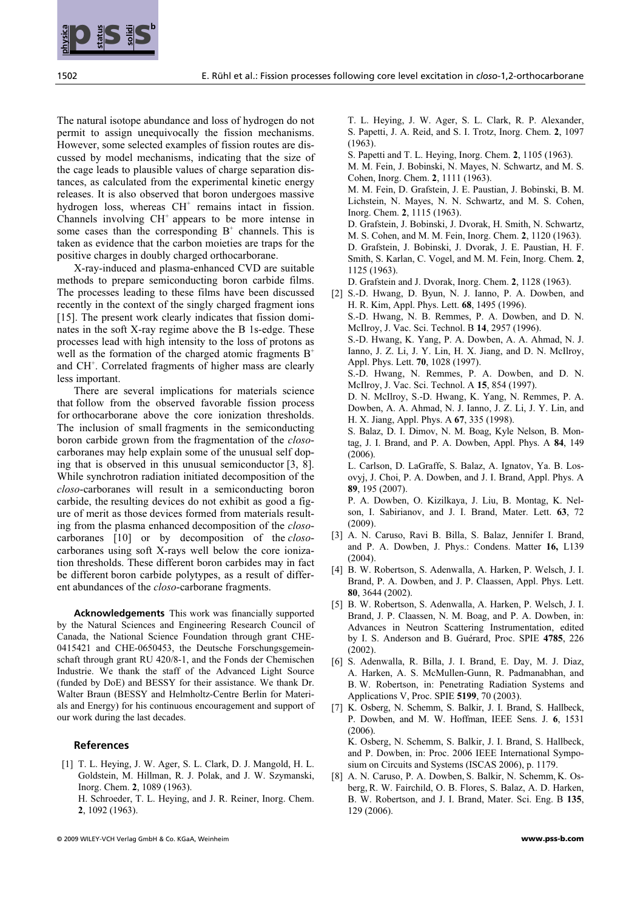The natural isotope abundance and loss of hydrogen do not permit to assign unequivocally the fission mechanisms. However, some selected examples of fission routes are discussed by model mechanisms, indicating that the size of the cage leads to plausible values of charge separation distances, as calculated from the experimental kinetic energy releases. It is also observed that boron undergoes massive hydrogen loss, whereas $CH^+$ remains intact in fission. Channels involving $CH^+$ appears to be more intense in some cases than the corresponding $B^+$ channels. This is taken as evidence that the carbon moieties are traps for the positive charges in doubly charged orthocarborane.

X-ray-induced and plasma-enhanced CVD are suitable methods to prepare semiconducting boron carbide films. The processes leading to these films have been discussed recently in the context of the singly charged fragment ions [15]. The present work clearly indicates that fission dominates in the soft X-ray regime above the B 1s-edge. These processes lead with high intensity to the loss of protons as well as the formation of the charged atomic fragments $B^+$ and $CH^+$. Correlated fragments of higher mass are clearly less important.

There are several implications for materials science that follow from the observed favorable fission process for orthocarborane above the core ionization thresholds. The inclusion of small fragments in the semiconducting boron carbide grown from the fragmentation of the *closo*-carboranes may help explain some of the unusual self doping that is observed in this unusual semiconductor [3, 8]. While synchrotron radiation initiated decomposition of the *closo*-carboranes will result in a semiconducting boron carbide, the resulting devices do not exhibit as good a figure of merit as those devices formed from materials resulting from the plasma enhanced decomposition of the *closo*-carboranes [10] or by decomposition of the *closo*-carboranes using soft X-rays well below the core ionization thresholds. These different boron carbides may in fact be different boron carbide polytypes, as a result of different abundances of the *closo*-carborane fragments.

**Acknowledgements** This work was financially supported by the Natural Sciences and Engineering Research Council of Canada, the National Science Foundation through grant CHE-0415421 and CHE-0650453, the Deutsche Forschungsgemeinschaft through grant RU 420/8-1, and the Fonds der Chemischen Industrie. We thank the staff of the Advanced Light Source (funded by DoE) and BESSY for their assistance. We thank Dr. Walter Braun (BESSY and Helmholtz-Centre Berlin for Materials and Energy) for his continuous encouragement and support of our work during the last decades.

## References

[1] T. L. Heying, J. W. Ager, S. L. Clark, D. J. Mangold, H. L. Goldstein, M. Hillman, R. J. Polak, and J. W. Szymanski, Inorg. Chem. **2**, 1089 (1963).
H. Schroeder, T. L. Heying, and J. R. Reiner, Inorg. Chem. **2**, 1092 (1963).
T. L. Heying, J. W. Ager, S. L. Clark, R. P. Alexander, S. Papetti, J. A. Reid, and S. I. Trotz, Inorg. Chem. **2**, 1097 (1963).
S. Papetti and T. L. Heying, Inorg. Chem. **2**, 1105 (1963).
M. M. Fein, J. Bobinski, N. Mayes, N. Schwartz, and M. S. Cohen, Inorg. Chem. **2**, 1111 (1963).
M. M. Fein, D. Grafstein, J. E. Paustian, J. Bobinski, B. M. Lichstein, N. Mayes, N. N. Schwartz, and M. S. Cohen, Inorg. Chem. **2**, 1115 (1963).
D. Grafstein, J. Bobinski, J. Dvorak, H. Smith, N. Schwartz, M. S. Cohen, and M. M. Fein, Inorg. Chem. **2**, 1120 (1963).
D. Grafstein, J. Bobinski, J. Dvorak, J. E. Paustian, H. F. Smith, S. Karlan, C. Vogel, and M. M. Fein, Inorg. Chem. **2**, 1125 (1963).
D. Grafstein and J. Dvorak, Inorg. Chem. **2**, 1128 (1963).

[2] S.-D. Hwang, D. Byun, N. J. Ianno, P. A. Dowben, and H. R. Kim, Appl. Phys. Lett. **68**, 1495 (1996).
S.-D. Hwang, N. B. Remmes, P. A. Dowben, and D. N. McIlroy, J. Vac. Sci. Technol. B **14**, 2957 (1996).
S.-D. Hwang, K. Yang, P. A. Dowben, A. A. Ahmad, N. J. Ianno, J. Z. Li, J. Y. Lin, H. X. Jiang, and D. N. McIlroy, Appl. Phys. Lett. **70**, 1028 (1997).
S.-D. Hwang, N. Remmes, P. A. Dowben, and D. N. McIlroy, J. Vac. Sci. Technol. A **15**, 854 (1997).
D. N. McIlroy, S.-D. Hwang, K. Yang, N. Remmes, P. A. Dowben, A. A. Ahmad, N. J. Ianno, J. Z. Li, J. Y. Lin, and H. X. Jiang, Appl. Phys. A **67**, 335 (1998).
S. Balaz, D. I. Dimov, N. M. Boag, Kyle Nelson, B. Montag, J. I. Brand, and P. A. Dowben, Appl. Phys. A **84**, 149 (2006).
L. Carlson, D. LaGraffe, S. Balaz, A. Ignatov, Ya. B. Losovyj, J. Choi, P. A. Dowben, and J. I. Brand, Appl. Phys. A **89**, 195 (2007).
P. A. Dowben, O. Kizilkaya, J. Liu, B. Montag, K. Nelson, I. Sabirianov, and J. I. Brand, Mater. Lett. **63**, 72 (2009).

[3] A. N. Caruso, Ravi B. Billa, S. Balaz, Jennifer I. Brand, and P. A. Dowben, J. Phys.: Condens. Matter **16,** L139 (2004).

[4] B. W. Robertson, S. Adenwalla, A. Harken, P. Welsch, J. I. Brand, P. A. Dowben, and J. P. Claassen, Appl. Phys. Lett. **80**, 3644 (2002).

[5] B. W. Robertson, S. Adenwalla, A. Harken, P. Welsch, J. I. Brand, J. P. Claassen, N. M. Boag, and P. A. Dowben, in: Advances in Neutron Scattering Instrumentation, edited by I. S. Anderson and B. Guérard, Proc. SPIE **4785**, 226 (2002).

[6] S. Adenwalla, R. Billa, J. I. Brand, E. Day, M. J. Diaz, A. Harken, A. S. McMullen-Gunn, R. Padmanabhan, and B. W. Robertson, in: Penetrating Radiation Systems and Applications V, Proc. SPIE **5199**, 70 (2003).

[7] K. Osberg, N. Schemm, S. Balkir, J. I. Brand, S. Hallbeck, P. Dowben, and M. W. Hoffman, IEEE Sens. J. **6**, 1531 (2006).
K. Osberg, N. Schemm, S. Balkir, J. I. Brand, S. Hallbeck, and P. Dowben, in: Proc. 2006 IEEE International Symposium on Circuits and Systems (ISCAS 2006), p. 1179.

[8] A. N. Caruso, P. A. Dowben, S. Balkir, N. Schemm, K. Osberg, R. W. Fairchild, O. B. Flores, S. Balaz, A. D. Harken, B. W. Robertson, and J. I. Brand, Mater. Sci. Eng. B **135**, 129 (2006).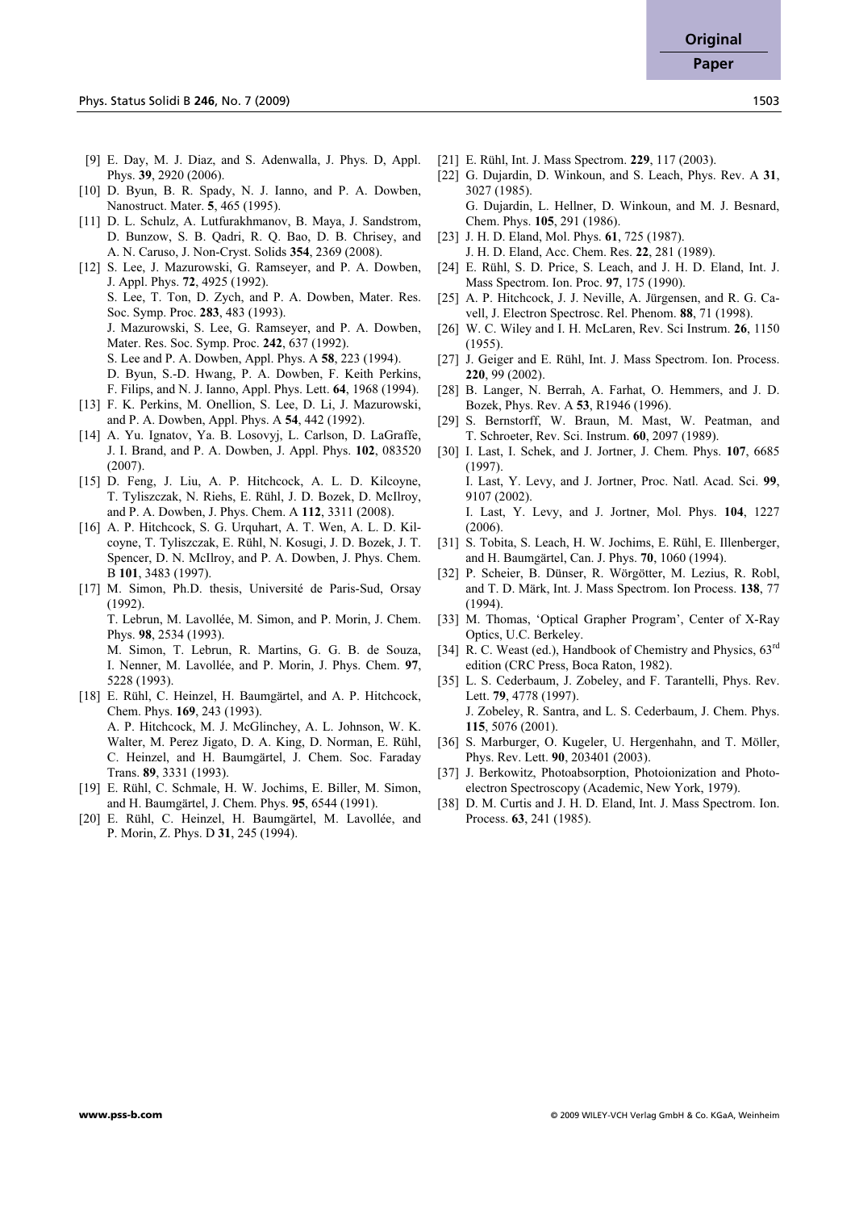[9] E. Day, M. J. Diaz, and S. Adenwalla, J. Phys. D, Appl. Phys. **39**, 2920 (2006).

[10] D. Byun, B. R. Spady, N. J. Ianno, and P. A. Dowben, Nanostruct. Mater. **5**, 465 (1995).

[11] D. L. Schulz, A. Lutfurakhmanov, B. Maya, J. Sandstrom, D. Bunzow, S. B. Qadri, R. Q. Bao, D. B. Chrisey, and A. N. Caruso, J. Non-Cryst. Solids **354**, 2369 (2008).

[12] S. Lee, J. Mazurowski, G. Ramseyer, and P. A. Dowben, J. Appl. Phys. **72**, 4925 (1992).
S. Lee, T. Ton, D. Zych, and P. A. Dowben, Mater. Res. Soc. Symp. Proc. **283**, 483 (1993).
J. Mazurowski, S. Lee, G. Ramseyer, and P. A. Dowben, Mater. Res. Soc. Symp. Proc. **242**, 637 (1992).
S. Lee and P. A. Dowben, Appl. Phys. A **58**, 223 (1994).
D. Byun, S.-D. Hwang, P. A. Dowben, F. Keith Perkins, F. Filips, and N. J. Ianno, Appl. Phys. Lett. **64**, 1968 (1994).

[13] F. K. Perkins, M. Onellion, S. Lee, D. Li, J. Mazurowski, and P. A. Dowben, Appl. Phys. A **54**, 442 (1992).

[14] A. Yu. Ignatov, Ya. B. Losovyj, L. Carlson, D. LaGraffe, J. I. Brand, and P. A. Dowben, J. Appl. Phys. **102**, 083520 (2007).

[15] D. Feng, J. Liu, A. P. Hitchcock, A. L. D. Kilcoyne, T. Tyliszczak, N. Riehs, E. Rühl, J. D. Bozek, D. McIlroy, and P. A. Dowben, J. Phys. Chem. A **112**, 3311 (2008).

[16] A. P. Hitchcock, S. G. Urquhart, A. T. Wen, A. L. D. Kilcoyne, T. Tyliszczak, E. Rühl, N. Kosugi, J. D. Bozek, J. T. Spencer, D. N. McIlroy, and P. A. Dowben, J. Phys. Chem. B **101**, 3483 (1997).

[17] M. Simon, Ph.D. thesis, Université de Paris-Sud, Orsay (1992).
T. Lebrun, M. Lavollée, M. Simon, and P. Morin, J. Chem. Phys. **98**, 2534 (1993).
M. Simon, T. Lebrun, R. Martins, G. G. B. de Souza, I. Nenner, M. Lavollée, and P. Morin, J. Phys. Chem. **97**, 5228 (1993).

[18] E. Rühl, C. Heinzel, H. Baumgärtel, and A. P. Hitchcock, Chem. Phys. **169**, 243 (1993).
A. P. Hitchcock, M. J. McGlinchey, A. L. Johnson, W. K. Walter, M. Perez Jigato, D. A. King, D. Norman, E. Rühl, C. Heinzel, and H. Baumgärtel, J. Chem. Soc. Faraday Trans. **89**, 3331 (1993).

[19] E. Rühl, C. Schmale, H. W. Jochims, E. Biller, M. Simon, and H. Baumgärtel, J. Chem. Phys. **95**, 6544 (1991).

[20] E. Rühl, C. Heinzel, H. Baumgärtel, M. Lavollée, and P. Morin, Z. Phys. D **31**, 245 (1994).

[21] E. Rühl, Int. J. Mass Spectrom. **229**, 117 (2003).

[22] G. Dujardin, D. Winkoun, and S. Leach, Phys. Rev. A **31**, 3027 (1985).
G. Dujardin, L. Hellner, D. Winkoun, and M. J. Besnard, Chem. Phys. **105**, 291 (1986).

[23] J. H. D. Eland, Mol. Phys. **61**, 725 (1987).
J. H. D. Eland, Acc. Chem. Res. **22**, 281 (1989).

[24] E. Rühl, S. D. Price, S. Leach, and J. H. D. Eland, Int. J. Mass Spectrom. Ion. Proc. **97**, 175 (1990).

[25] A. P. Hitchcock, J. J. Neville, A. Jürgensen, and R. G. Cavell, J. Electron Spectrosc. Rel. Phenom. **88**, 71 (1998).

[26] W. C. Wiley and I. H. McLaren, Rev. Sci Instrum. **26**, 1150 (1955).

[27] J. Geiger and E. Rühl, Int. J. Mass Spectrom. Ion. Process. **220**, 99 (2002).

[28] B. Langer, N. Berrah, A. Farhat, O. Hemmers, and J. D. Bozek, Phys. Rev. A **53**, R1946 (1996).

[29] S. Bernstorff, W. Braun, M. Mast, W. Peatman, and T. Schroeter, Rev. Sci. Instrum. **60**, 2097 (1989).

[30] I. Last, I. Schek, and J. Jortner, J. Chem. Phys. **107**, 6685 (1997).
I. Last, Y. Levy, and J. Jortner, Proc. Natl. Acad. Sci. **99**, 9107 (2002).
I. Last, Y. Levy, and J. Jortner, Mol. Phys. **104**, 1227 (2006).

[31] S. Tobita, S. Leach, H. W. Jochims, E. Rühl, E. Illenberger, and H. Baumgärtel, Can. J. Phys. **70**, 1060 (1994).

[32] P. Scheier, B. Dünser, R. Wörgötter, M. Lezius, R. Robl, and T. D. Märk, Int. J. Mass Spectrom. Ion Process. **138**, 77 (1994).

[33] M. Thomas, 'Optical Grapher Program', Center of X-Ray Optics, U.C. Berkeley.

[34] R. C. Weast (ed.), Handbook of Chemistry and Physics, 63rd edition (CRC Press, Boca Raton, 1982).

[35] L. S. Cederbaum, J. Zobeley, and F. Tarantelli, Phys. Rev. Lett. **79**, 4778 (1997).
J. Zobeley, R. Santra, and L. S. Cederbaum, J. Chem. Phys. **115**, 5076 (2001).

[36] S. Marburger, O. Kugeler, U. Hergenhahn, and T. Möller, Phys. Rev. Lett. **90**, 203401 (2003).

[37] J. Berkowitz, Photoabsorption, Photoionization and Photoelectron Spectroscopy (Academic, New York, 1979).

[38] D. M. Curtis and J. H. D. Eland, Int. J. Mass Spectrom. Ion. Process. **63**, 241 (1985).